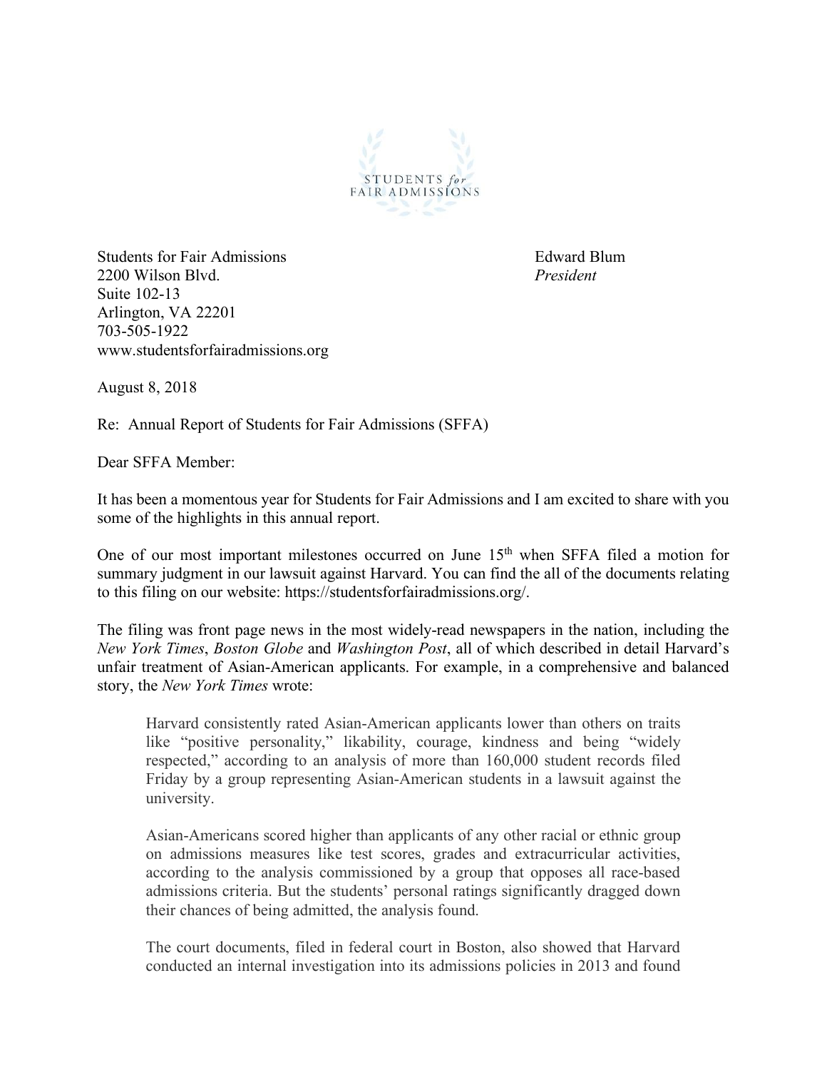STUDENTS *for* FAIR ADMISSIONS

Students for Fair Admissions
2200 Wilson Blvd.
Suite 102-13
Arlington, VA 22201
703-505-1922
www.studentsforfairadmissions.org

Edward Blum
*President*

August 8, 2018

Re: Annual Report of Students for Fair Admissions (SFFA)

Dear SFFA Member:

It has been a momentous year for Students for Fair Admissions and I am excited to share with you some of the highlights in this annual report.

One of our most important milestones occurred on June 15th when SFFA filed a motion for summary judgment in our lawsuit against Harvard. You can find the all of the documents relating to this filing on our website: https://studentsforfairadmissions.org/.

The filing was front page news in the most widely-read newspapers in the nation, including the *New York Times*, *Boston Globe* and *Washington Post*, all of which described in detail Harvard's unfair treatment of Asian-American applicants. For example, in a comprehensive and balanced story, the *New York Times* wrote:

> Harvard consistently rated Asian-American applicants lower than others on traits like "positive personality," likability, courage, kindness and being "widely respected," according to an analysis of more than 160,000 student records filed Friday by a group representing Asian-American students in a lawsuit against the university.
>
> Asian-Americans scored higher than applicants of any other racial or ethnic group on admissions measures like test scores, grades and extracurricular activities, according to the analysis commissioned by a group that opposes all race-based admissions criteria. But the students' personal ratings significantly dragged down their chances of being admitted, the analysis found.
>
> The court documents, filed in federal court in Boston, also showed that Harvard conducted an internal investigation into its admissions policies in 2013 and found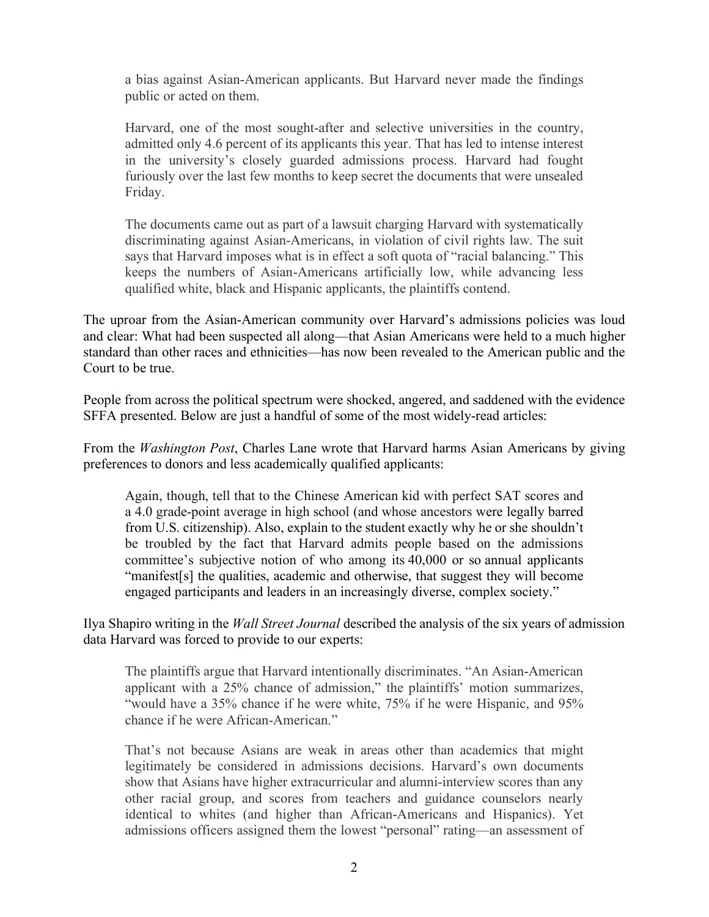> a bias against Asian-American applicants. But Harvard never made the findings public or acted on them.
>
> Harvard, one of the most sought-after and selective universities in the country, admitted only 4.6 percent of its applicants this year. That has led to intense interest in the university's closely guarded admissions process. Harvard had fought furiously over the last few months to keep secret the documents that were unsealed Friday.
>
> The documents came out as part of a lawsuit charging Harvard with systematically discriminating against Asian-Americans, in violation of civil rights law. The suit says that Harvard imposes what is in effect a soft quota of "racial balancing." This keeps the numbers of Asian-Americans artificially low, while advancing less qualified white, black and Hispanic applicants, the plaintiffs contend.

The uproar from the Asian-American community over Harvard's admissions policies was loud and clear: What had been suspected all along—that Asian Americans were held to a much higher standard than other races and ethnicities—has now been revealed to the American public and the Court to be true.

People from across the political spectrum were shocked, angered, and saddened with the evidence SFFA presented. Below are just a handful of some of the most widely-read articles:

From the *Washington Post*, Charles Lane wrote that Harvard harms Asian Americans by giving preferences to donors and less academically qualified applicants:

> Again, though, tell that to the Chinese American kid with perfect SAT scores and a 4.0 grade-point average in high school (and whose ancestors were legally barred from U.S. citizenship). Also, explain to the student exactly why he or she shouldn't be troubled by the fact that Harvard admits people based on the admissions committee's subjective notion of who among its 40,000 or so annual applicants "manifest[s] the qualities, academic and otherwise, that suggest they will become engaged participants and leaders in an increasingly diverse, complex society."

Ilya Shapiro writing in the *Wall Street Journal* described the analysis of the six years of admission data Harvard was forced to provide to our experts:

> The plaintiffs argue that Harvard intentionally discriminates. "An Asian-American applicant with a 25% chance of admission," the plaintiffs' motion summarizes, "would have a 35% chance if he were white, 75% if he were Hispanic, and 95% chance if he were African-American."
>
> That's not because Asians are weak in areas other than academics that might legitimately be considered in admissions decisions. Harvard's own documents show that Asians have higher extracurricular and alumni-interview scores than any other racial group, and scores from teachers and guidance counselors nearly identical to whites (and higher than African-Americans and Hispanics). Yet admissions officers assigned them the lowest "personal" rating—an assessment of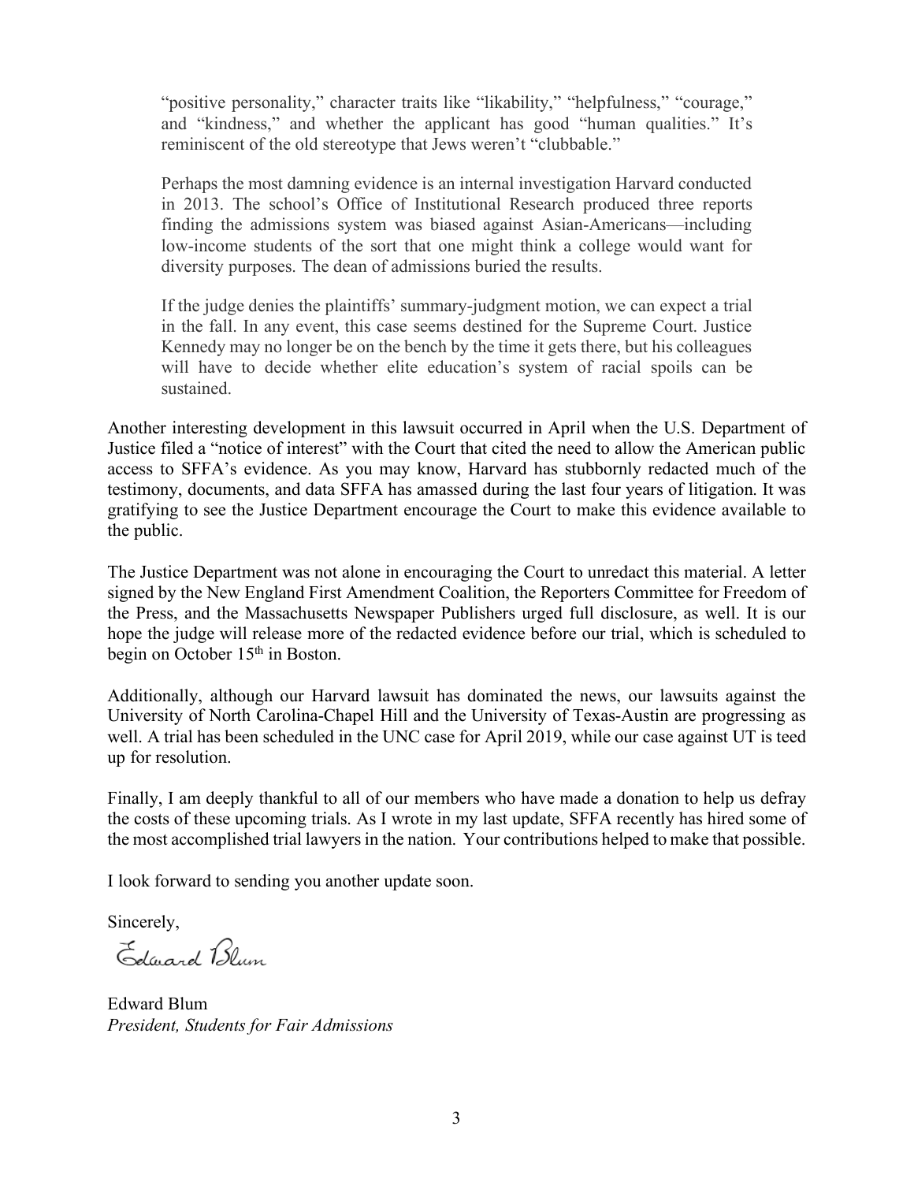> "positive personality," character traits like "likability," "helpfulness," "courage," and "kindness," and whether the applicant has good "human qualities." It's reminiscent of the old stereotype that Jews weren't "clubbable."
>
> Perhaps the most damning evidence is an internal investigation Harvard conducted in 2013. The school's Office of Institutional Research produced three reports finding the admissions system was biased against Asian-Americans—including low-income students of the sort that one might think a college would want for diversity purposes. The dean of admissions buried the results.
>
> If the judge denies the plaintiffs' summary-judgment motion, we can expect a trial in the fall. In any event, this case seems destined for the Supreme Court. Justice Kennedy may no longer be on the bench by the time it gets there, but his colleagues will have to decide whether elite education's system of racial spoils can be sustained.

Another interesting development in this lawsuit occurred in April when the U.S. Department of Justice filed a "notice of interest" with the Court that cited the need to allow the American public access to SFFA's evidence. As you may know, Harvard has stubbornly redacted much of the testimony, documents, and data SFFA has amassed during the last four years of litigation. It was gratifying to see the Justice Department encourage the Court to make this evidence available to the public.

The Justice Department was not alone in encouraging the Court to unredact this material. A letter signed by the New England First Amendment Coalition, the Reporters Committee for Freedom of the Press, and the Massachusetts Newspaper Publishers urged full disclosure, as well. It is our hope the judge will release more of the redacted evidence before our trial, which is scheduled to begin on October 15th in Boston.

Additionally, although our Harvard lawsuit has dominated the news, our lawsuits against the University of North Carolina-Chapel Hill and the University of Texas-Austin are progressing as well. A trial has been scheduled in the UNC case for April 2019, while our case against UT is teed up for resolution.

Finally, I am deeply thankful to all of our members who have made a donation to help us defray the costs of these upcoming trials. As I wrote in my last update, SFFA recently has hired some of the most accomplished trial lawyers in the nation. Your contributions helped to make that possible.

I look forward to sending you another update soon.

Sincerely,

Edward Blum

Edward Blum
*President, Students for Fair Admissions*